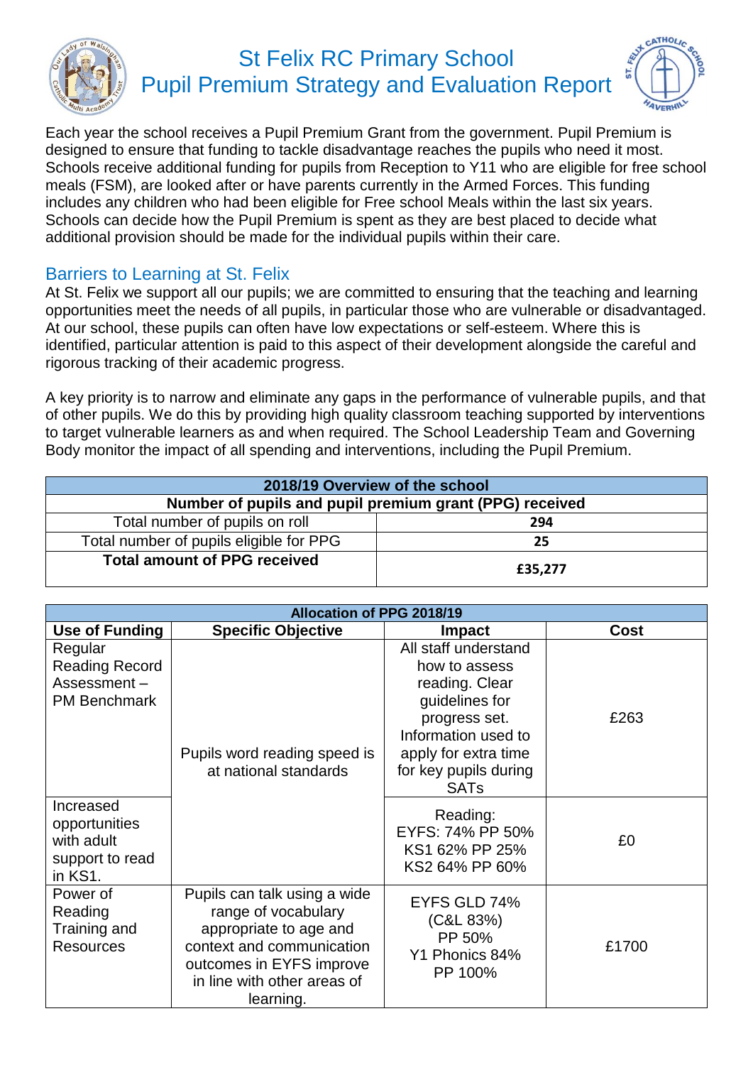# St Felix RC Primary School
## Pupil Premium Strategy and Evaluation Report

Each year the school receives a Pupil Premium Grant from the government. Pupil Premium is designed to ensure that funding to tackle disadvantage reaches the pupils who need it most. Schools receive additional funding for pupils from Reception to Y11 who are eligible for free school meals (FSM), are looked after or have parents currently in the Armed Forces. This funding includes any children who had been eligible for Free school Meals within the last six years. Schools can decide how the Pupil Premium is spent as they are best placed to decide what additional provision should be made for the individual pupils within their care.

## Barriers to Learning at St. Felix

At St. Felix we support all our pupils; we are committed to ensuring that the teaching and learning opportunities meet the needs of all pupils, in particular those who are vulnerable or disadvantaged. At our school, these pupils can often have low expectations or self-esteem. Where this is identified, particular attention is paid to this aspect of their development alongside the careful and rigorous tracking of their academic progress.

A key priority is to narrow and eliminate any gaps in the performance of vulnerable pupils, and that of other pupils. We do this by providing high quality classroom teaching supported by interventions to target vulnerable learners as and when required. The School Leadership Team and Governing Body monitor the impact of all spending and interventions, including the Pupil Premium.

| 2018/19 Overview of the school | |
|---|---|
| **Number of pupils and pupil premium grant (PPG) received** | |
| Total number of pupils on roll | **294** |
| Total number of pupils eligible for PPG | **25** |
| **Total amount of PPG received** | **£35,277** |

| Allocation of PPG 2018/19 | | | |
|---|---|---|---|
| **Use of Funding** | **Specific Objective** | **Impact** | **Cost** |
| Regular Reading Record Assessment – PM Benchmark | Pupils word reading speed is at national standards | All staff understand how to assess reading. Clear guidelines for progress set. Information used to apply for extra time for key pupils during SATs | £263 |
| Increased opportunities with adult support to read in KS1. | | Reading: EYFS: 74% PP 50% KS1 62% PP 25% KS2 64% PP 60% | £0 |
| Power of Reading Training and Resources | Pupils can talk using a wide range of vocabulary appropriate to age and context and communication outcomes in EYFS improve in line with other areas of learning. | EYFS GLD 74% (C&L 83%) PP 50% Y1 Phonics 84% PP 100% | £1700 |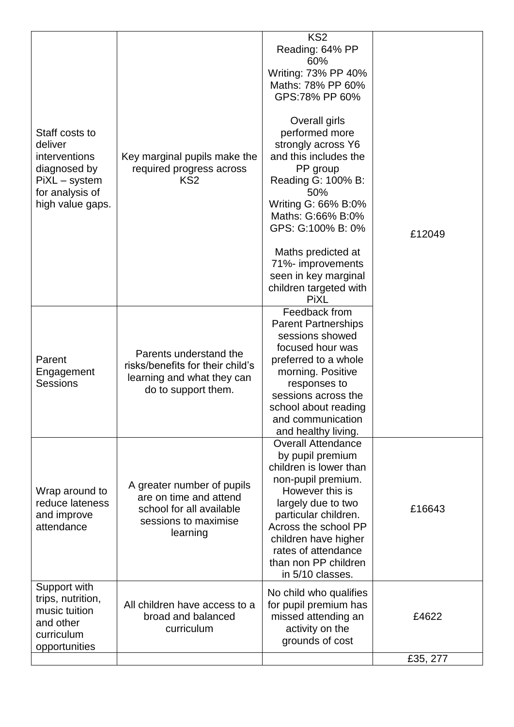| | | | |
|---|---|---|---|
| Staff costs to deliver interventions diagnosed by PiXL – system for analysis of high value gaps. | Key marginal pupils make the required progress across KS2 | KS2<br>Reading: 64% PP 60%<br>Writing: 73% PP 40%<br>Maths: 78% PP 60%<br>GPS:78% PP 60%<br><br>Overall girls performed more strongly across Y6 and this includes the PP group<br>Reading G: 100% B: 50%<br>Writing G: 66% B:0%<br>Maths: G:66% B:0%<br>GPS: G:100% B: 0%<br><br>Maths predicted at 71%- improvements seen in key marginal children targeted with PiXL | £12049 |
| Parent Engagement Sessions | Parents understand the risks/benefits for their child's learning and what they can do to support them. | Feedback from Parent Partnerships sessions showed focused hour was preferred to a whole morning. Positive responses to sessions across the school about reading and communication and healthy living. | |
| Wrap around to reduce lateness and improve attendance | A greater number of pupils are on time and attend school for all available sessions to maximise learning | Overall Attendance by pupil premium children is lower than non-pupil premium. However this is largely due to two particular children. Across the school PP children have higher rates of attendance than non PP children in 5/10 classes. | £16643 |
| Support with trips, nutrition, music tuition and other curriculum opportunities | All children have access to a broad and balanced curriculum | No child who qualifies for pupil premium has missed attending an activity on the grounds of cost | £4622 |
| | | | £35, 277 |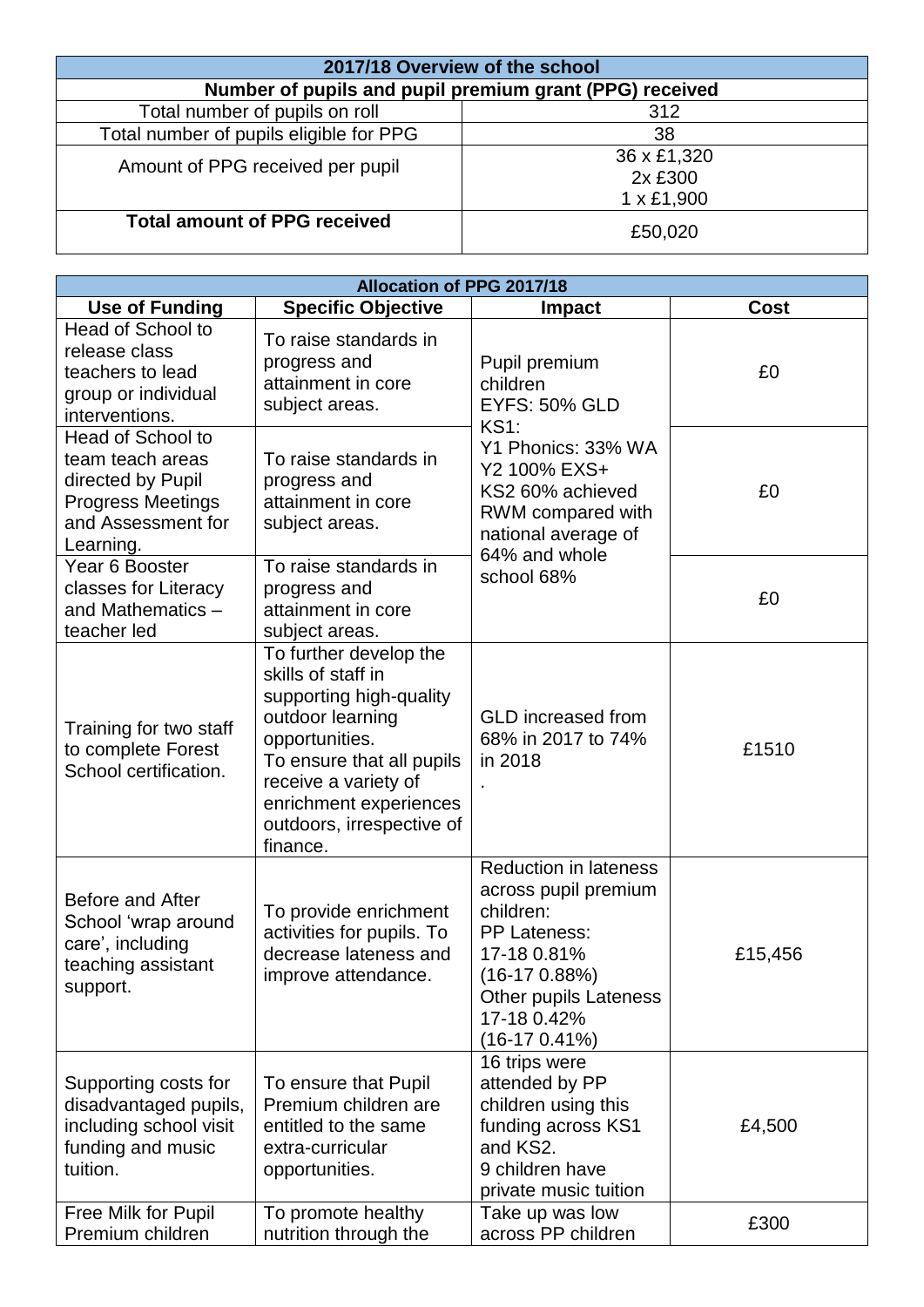| 2017/18 Overview of the school | |
|---|---|
| **Number of pupils and pupil premium grant (PPG) received** | |
| Total number of pupils on roll | 312 |
| Total number of pupils eligible for PPG | 38 |
| Amount of PPG received per pupil | 36 x £1,320<br>2x £300<br>1 x £1,900 |
| **Total amount of PPG received** | £50,020 |

| Allocation of PPG 2017/18 | | | |
|---|---|---|---|
| **Use of Funding** | **Specific Objective** | **Impact** | **Cost** |
| Head of School to release class teachers to lead group or individual interventions. | To raise standards in progress and attainment in core subject areas. | Pupil premium children<br>EYFS: 50% GLD<br>KS1:<br>Y1 Phonics: 33% WA<br>Y2 100% EXS+<br>KS2 60% achieved RWM compared with national average of 64% and whole school 68% | £0 |
| Head of School to team teach areas directed by Pupil Progress Meetings and Assessment for Learning. | To raise standards in progress and attainment in core subject areas. | | £0 |
| Year 6 Booster classes for Literacy and Mathematics – teacher led | To raise standards in progress and attainment in core subject areas. | | £0 |
| Training for two staff to complete Forest School certification. | To further develop the skills of staff in supporting high-quality outdoor learning opportunities.<br>To ensure that all pupils receive a variety of enrichment experiences outdoors, irrespective of finance. | GLD increased from 68% in 2017 to 74% in 2018<br>. | £1510 |
| Before and After School 'wrap around care', including teaching assistant support. | To provide enrichment activities for pupils. To decrease lateness and improve attendance. | Reduction in lateness across pupil premium children:<br>PP Lateness:<br>17-18 0.81%<br>(16-17 0.88%)<br>Other pupils Lateness<br>17-18 0.42%<br>(16-17 0.41%) | £15,456 |
| Supporting costs for disadvantaged pupils, including school visit funding and music tuition. | To ensure that Pupil Premium children are entitled to the same extra-curricular opportunities. | 16 trips were attended by PP children using this funding across KS1 and KS2.<br>9 children have private music tuition | £4,500 |
| Free Milk for Pupil Premium children | To promote healthy nutrition through the | Take up was low across PP children | £300 |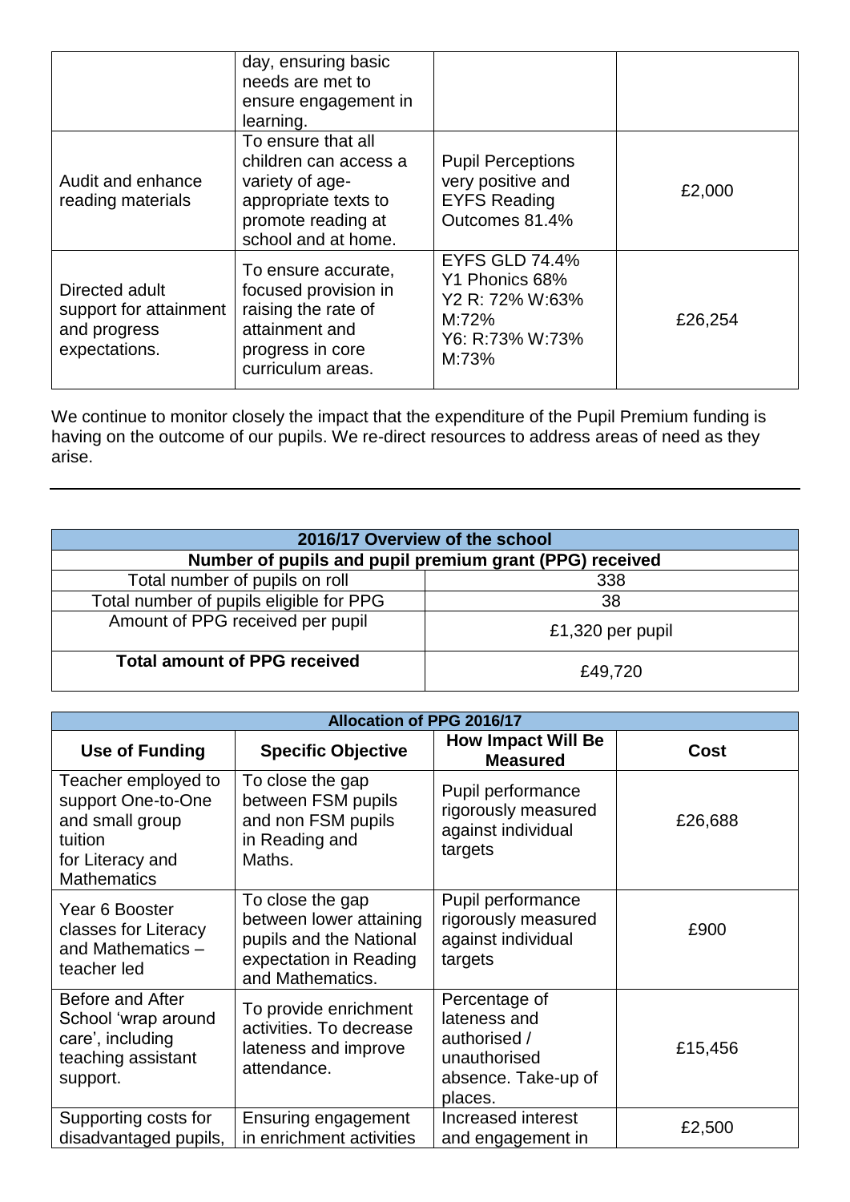| | day, ensuring basic needs are met to ensure engagement in learning. | | |
|---|---|---|---|
| Audit and enhance reading materials | To ensure that all children can access a variety of age-appropriate texts to promote reading at school and at home. | Pupil Perceptions very positive and EYFS Reading Outcomes 81.4% | £2,000 |
| Directed adult support for attainment and progress expectations. | To ensure accurate, focused provision in raising the rate of attainment and progress in core curriculum areas. | EYFS GLD 74.4%<br>Y1 Phonics 68%<br>Y2 R: 72% W:63% M:72%<br>Y6: R:73% W:73% M:73% | £26,254 |

We continue to monitor closely the impact that the expenditure of the Pupil Premium funding is having on the outcome of our pupils. We re-direct resources to address areas of need as they arise.

---

| **2016/17 Overview of the school** | |
|---|---|
| **Number of pupils and pupil premium grant (PPG) received** | |
| Total number of pupils on roll | 338 |
| Total number of pupils eligible for PPG | 38 |
| Amount of PPG received per pupil | £1,320 per pupil |
| **Total amount of PPG received** | £49,720 |

| **Allocation of PPG 2016/17** | | | |
|---|---|---|---|
| **Use of Funding** | **Specific Objective** | **How Impact Will Be Measured** | **Cost** |
| Teacher employed to support One-to-One and small group tuition for Literacy and Mathematics | To close the gap between FSM pupils and non FSM pupils in Reading and Maths. | Pupil performance rigorously measured against individual targets | £26,688 |
| Year 6 Booster classes for Literacy and Mathematics – teacher led | To close the gap between lower attaining pupils and the National expectation in Reading and Mathematics. | Pupil performance rigorously measured against individual targets | £900 |
| Before and After School 'wrap around care', including teaching assistant support. | To provide enrichment activities. To decrease lateness and improve attendance. | Percentage of lateness and authorised / unauthorised absence. Take-up of places. | £15,456 |
| Supporting costs for disadvantaged pupils, | Ensuring engagement in enrichment activities | Increased interest and engagement in | £2,500 |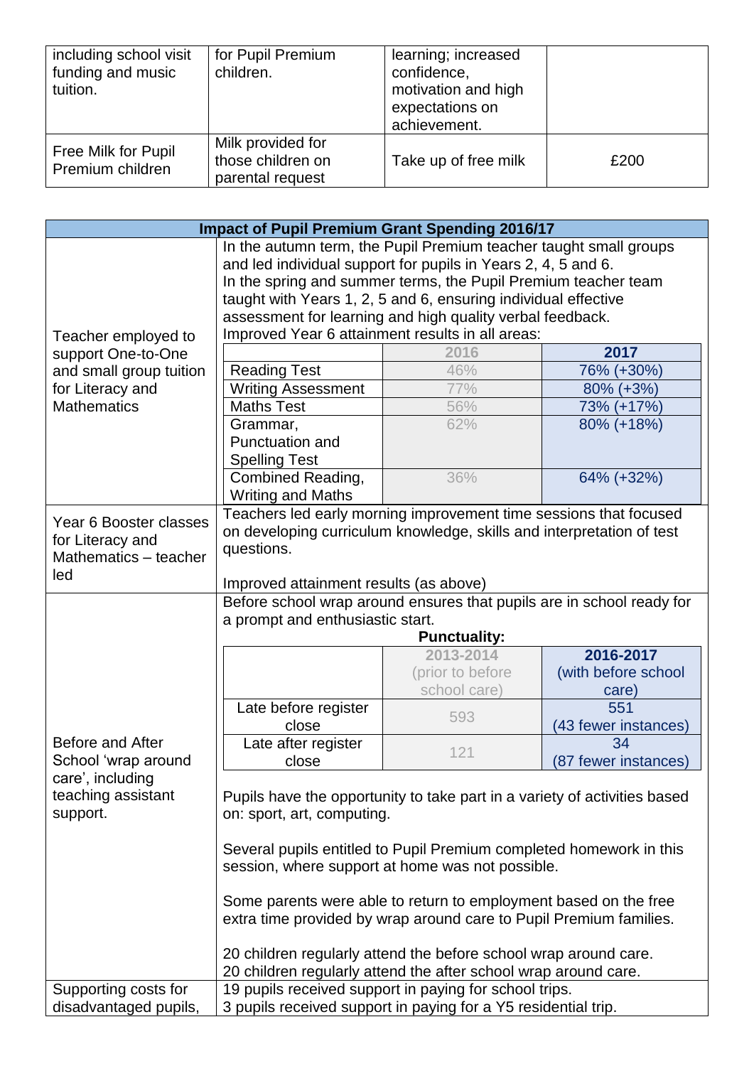| including school visit funding and music tuition. | for Pupil Premium children. | learning; increased confidence, motivation and high expectations on achievement. | |
|---|---|---|---|
| Free Milk for Pupil Premium children | Milk provided for those children on parental request | Take up of free milk | £200 |

| Impact of Pupil Premium Grant Spending 2016/17 | |
|---|---|
| Teacher employed to support One-to-One and small group tuition for Literacy and Mathematics | In the autumn term, the Pupil Premium teacher taught small groups and led individual support for pupils in Years 2, 4, 5 and 6.<br>In the spring and summer terms, the Pupil Premium teacher team taught with Years 1, 2, 5 and 6, ensuring individual effective assessment for learning and high quality verbal feedback.<br>Improved Year 6 attainment results in all areas: |
| Year 6 Booster classes for Literacy and Mathematics – teacher led | Teachers led early morning improvement time sessions that focused on developing curriculum knowledge, skills and interpretation of test questions.<br><br>Improved attainment results (as above) |
| Before and After School 'wrap around care', including teaching assistant support. | Before school wrap around ensures that pupils are in school ready for a prompt and enthusiastic start.<br>**Punctuality:** (see table below)<br><br>Pupils have the opportunity to take part in a variety of activities based on: sport, art, computing.<br><br>Several pupils entitled to Pupil Premium completed homework in this session, where support at home was not possible.<br><br>Some parents were able to return to employment based on the free extra time provided by wrap around care to Pupil Premium families.<br><br>20 children regularly attend the before school wrap around care.<br>20 children regularly attend the after school wrap around care. |
| Supporting costs for disadvantaged pupils, | 19 pupils received support in paying for school trips.<br>3 pupils received support in paying for a Y5 residential trip. |

Year 6 attainment results:

| | 2016 | 2017 |
|---|---|---|
| Reading Test | 46% | 76% (+30%) |
| Writing Assessment | 77% | 80% (+3%) |
| Maths Test | 56% | 73% (+17%) |
| Grammar, Punctuation and Spelling Test | 62% | 80% (+18%) |
| Combined Reading, Writing and Maths | 36% | 64% (+32%) |

**Punctuality:**

| | 2013-2014 (prior to before school care) | 2016-2017 (with before school care) |
|---|---|---|
| Late before register close | 593 | 551 (43 fewer instances) |
| Late after register close | 121 | 34 (87 fewer instances) |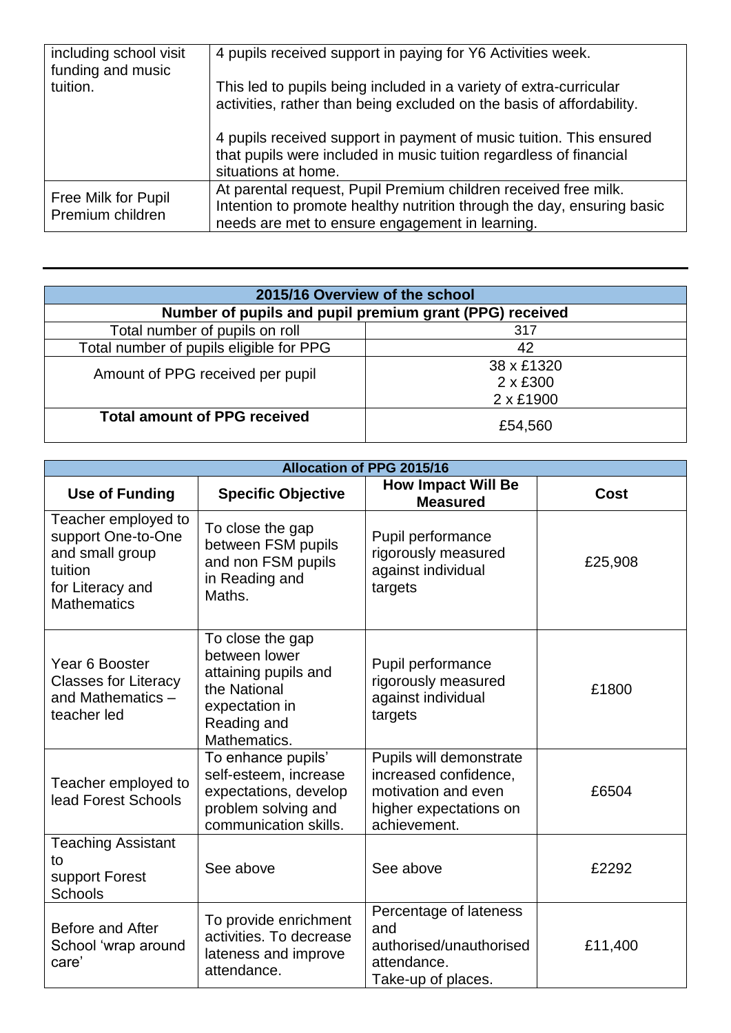| including school visit funding and music tuition. | 4 pupils received support in paying for Y6 Activities week.<br><br>This led to pupils being included in a variety of extra-curricular activities, rather than being excluded on the basis of affordability.<br><br>4 pupils received support in payment of music tuition. This ensured that pupils were included in music tuition regardless of financial situations at home. |
|---|---|
| Free Milk for Pupil Premium children | At parental request, Pupil Premium children received free milk. Intention to promote healthy nutrition through the day, ensuring basic needs are met to ensure engagement in learning. |

---

| **2015/16 Overview of the school** | |
|---|---|
| **Number of pupils and pupil premium grant (PPG) received** | |
| Total number of pupils on roll | 317 |
| Total number of pupils eligible for PPG | 42 |
| Amount of PPG received per pupil | 38 x £1320<br>2 x £300<br>2 x £1900 |
| **Total amount of PPG received** | £54,560 |

| **Allocation of PPG 2015/16** | | | |
|---|---|---|---|
| **Use of Funding** | **Specific Objective** | **How Impact Will Be Measured** | **Cost** |
| Teacher employed to support One-to-One and small group tuition for Literacy and Mathematics | To close the gap between FSM pupils and non FSM pupils in Reading and Maths. | Pupil performance rigorously measured against individual targets | £25,908 |
| Year 6 Booster Classes for Literacy and Mathematics – teacher led | To close the gap between lower attaining pupils and the National expectation in Reading and Mathematics. | Pupil performance rigorously measured against individual targets | £1800 |
| Teacher employed to lead Forest Schools | To enhance pupils' self-esteem, increase expectations, develop problem solving and communication skills. | Pupils will demonstrate increased confidence, motivation and even higher expectations on achievement. | £6504 |
| Teaching Assistant to support Forest Schools | See above | See above | £2292 |
| Before and After School 'wrap around care' | To provide enrichment activities. To decrease lateness and improve attendance. | Percentage of lateness and authorised/unauthorised attendance.<br>Take-up of places. | £11,400 |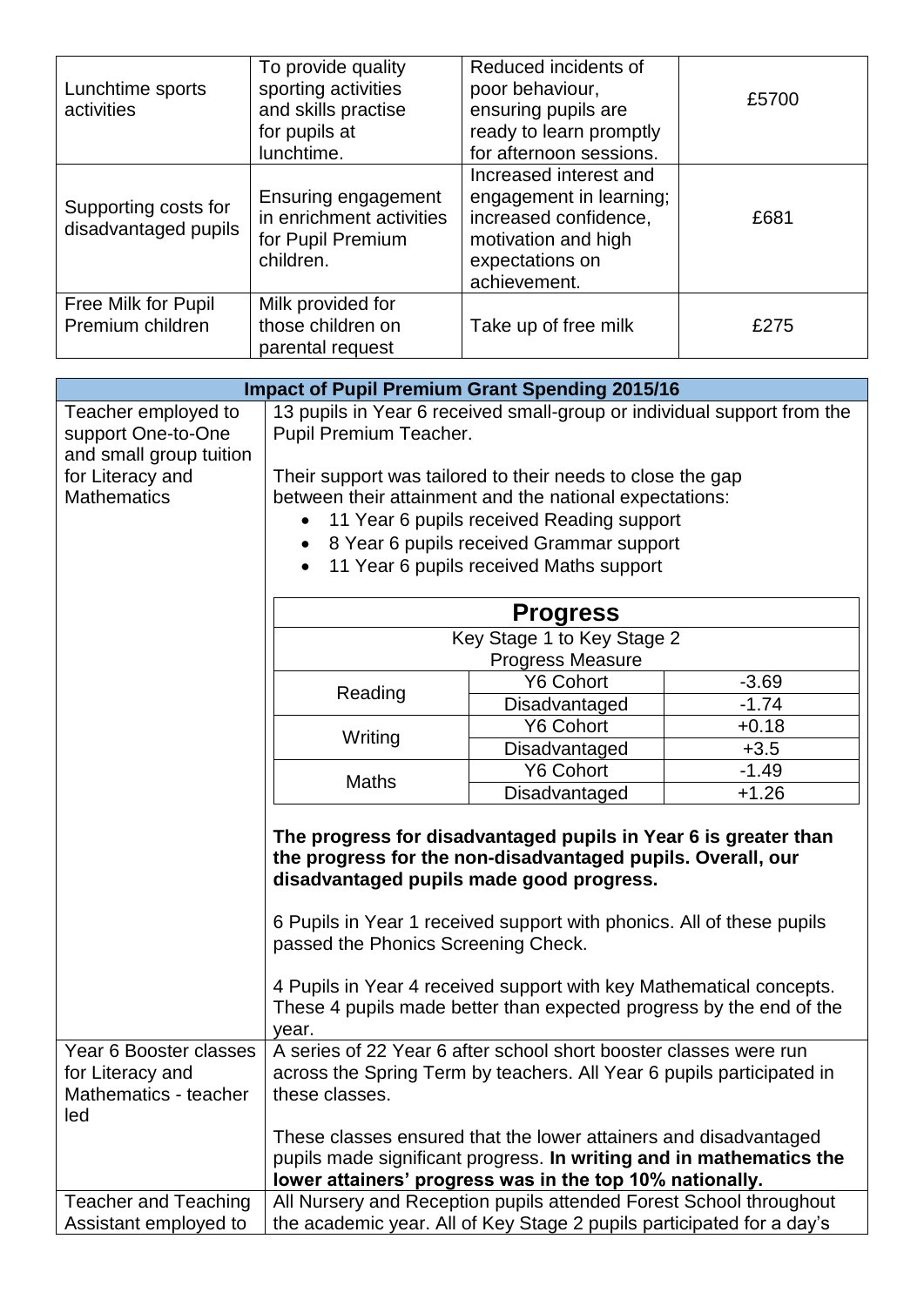| | | | |
|---|---|---|---|
| Lunchtime sports activities | To provide quality sporting activities and skills practise for pupils at lunchtime. | Reduced incidents of poor behaviour, ensuring pupils are ready to learn promptly for afternoon sessions. | £5700 |
| Supporting costs for disadvantaged pupils | Ensuring engagement in enrichment activities for Pupil Premium children. | Increased interest and engagement in learning; increased confidence, motivation and high expectations on achievement. | £681 |
| Free Milk for Pupil Premium children | Milk provided for those children on parental request | Take up of free milk | £275 |

**Impact of Pupil Premium Grant Spending 2015/16**

**Teacher employed to support One-to-One and small group tuition for Literacy and Mathematics**

13 pupils in Year 6 received small-group or individual support from the Pupil Premium Teacher.

Their support was tailored to their needs to close the gap between their attainment and the national expectations:

- 11 Year 6 pupils received Reading support
- 8 Year 6 pupils received Grammar support
- 11 Year 6 pupils received Maths support

| **Progress** | | |
|---|---|---|
| Key Stage 1 to Key Stage 2 Progress Measure | | |
| Reading | Y6 Cohort | -3.69 |
| | Disadvantaged | -1.74 |
| Writing | Y6 Cohort | +0.18 |
| | Disadvantaged | +3.5 |
| Maths | Y6 Cohort | -1.49 |
| | Disadvantaged | +1.26 |

**The progress for disadvantaged pupils in Year 6 is greater than the progress for the non-disadvantaged pupils. Overall, our disadvantaged pupils made good progress.**

6 Pupils in Year 1 received support with phonics. All of these pupils passed the Phonics Screening Check.

4 Pupils in Year 4 received support with key Mathematical concepts. These 4 pupils made better than expected progress by the end of the year.

**Year 6 Booster classes for Literacy and Mathematics - teacher led**

A series of 22 Year 6 after school short booster classes were run across the Spring Term by teachers. All Year 6 pupils participated in these classes.

These classes ensured that the lower attainers and disadvantaged pupils made significant progress. **In writing and in mathematics the lower attainers' progress was in the top 10% nationally.**

**Teacher and Teaching Assistant employed to**

All Nursery and Reception pupils attended Forest School throughout the academic year. All of Key Stage 2 pupils participated for a day's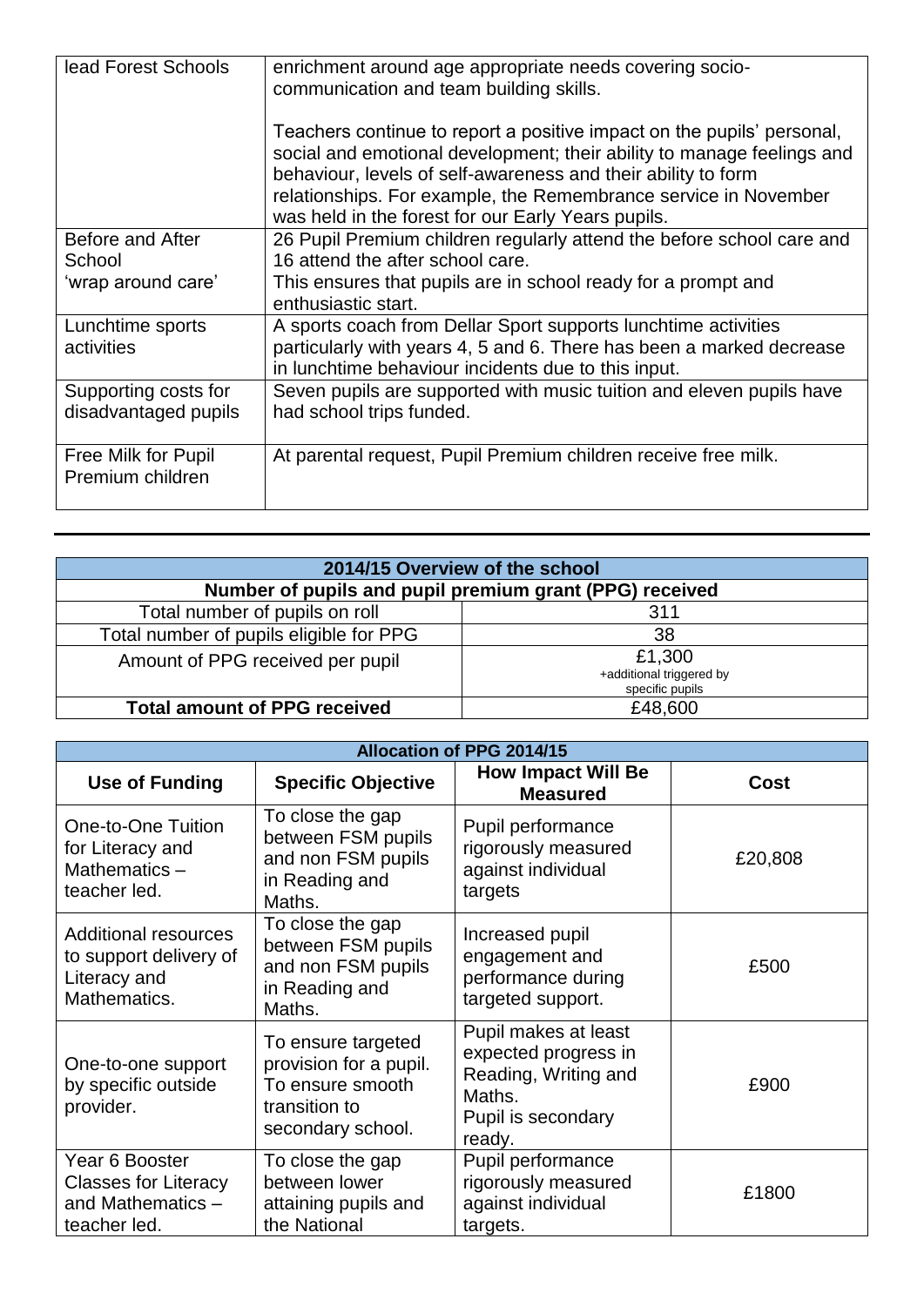| lead Forest Schools | enrichment around age appropriate needs covering socio-communication and team building skills.<br><br>Teachers continue to report a positive impact on the pupils' personal, social and emotional development; their ability to manage feelings and behaviour, levels of self-awareness and their ability to form relationships. For example, the Remembrance service in November was held in the forest for our Early Years pupils. |
|---|---|
| Before and After School 'wrap around care' | 26 Pupil Premium children regularly attend the before school care and 16 attend the after school care.<br>This ensures that pupils are in school ready for a prompt and enthusiastic start. |
| Lunchtime sports activities | A sports coach from Dellar Sport supports lunchtime activities particularly with years 4, 5 and 6. There has been a marked decrease in lunchtime behaviour incidents due to this input. |
| Supporting costs for disadvantaged pupils | Seven pupils are supported with music tuition and eleven pupils have had school trips funded. |
| Free Milk for Pupil Premium children | At parental request, Pupil Premium children receive free milk. |

---

| 2014/15 Overview of the school | |
|---|---|
| **Number of pupils and pupil premium grant (PPG) received** | |
| Total number of pupils on roll | 311 |
| Total number of pupils eligible for PPG | 38 |
| Amount of PPG received per pupil | £1,300<br>+additional triggered by specific pupils |
| **Total amount of PPG received** | £48,600 |

| Allocation of PPG 2014/15 | | | |
|---|---|---|---|
| **Use of Funding** | **Specific Objective** | **How Impact Will Be Measured** | **Cost** |
| One-to-One Tuition for Literacy and Mathematics – teacher led. | To close the gap between FSM pupils and non FSM pupils in Reading and Maths. | Pupil performance rigorously measured against individual targets | £20,808 |
| Additional resources to support delivery of Literacy and Mathematics. | To close the gap between FSM pupils and non FSM pupils in Reading and Maths. | Increased pupil engagement and performance during targeted support. | £500 |
| One-to-one support by specific outside provider. | To ensure targeted provision for a pupil. To ensure smooth transition to secondary school. | Pupil makes at least expected progress in Reading, Writing and Maths.<br>Pupil is secondary ready. | £900 |
| Year 6 Booster Classes for Literacy and Mathematics – teacher led. | To close the gap between lower attaining pupils and the National | Pupil performance rigorously measured against individual targets. | £1800 |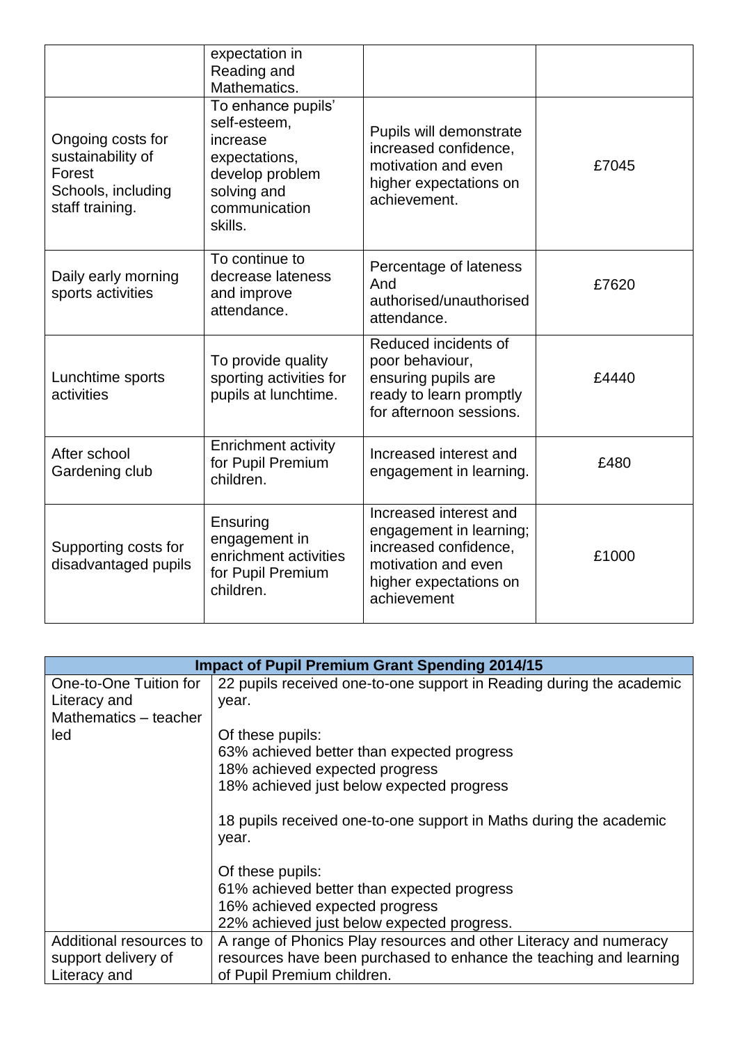| | | | |
|---|---|---|---|
| | expectation in Reading and Mathematics. | | |
| Ongoing costs for sustainability of Forest Schools, including staff training. | To enhance pupils' self-esteem, increase expectations, develop problem solving and communication skills. | Pupils will demonstrate increased confidence, motivation and even higher expectations on achievement. | £7045 |
| Daily early morning sports activities | To continue to decrease lateness and improve attendance. | Percentage of lateness And authorised/unauthorised attendance. | £7620 |
| Lunchtime sports activities | To provide quality sporting activities for pupils at lunchtime. | Reduced incidents of poor behaviour, ensuring pupils are ready to learn promptly for afternoon sessions. | £4440 |
| After school Gardening club | Enrichment activity for Pupil Premium children. | Increased interest and engagement in learning. | £480 |
| Supporting costs for disadvantaged pupils | Ensuring engagement in enrichment activities for Pupil Premium children. | Increased interest and engagement in learning; increased confidence, motivation and even higher expectations on achievement | £1000 |

| **Impact of Pupil Premium Grant Spending 2014/15** | |
|---|---|
| One-to-One Tuition for Literacy and Mathematics – teacher led | 22 pupils received one-to-one support in Reading during the academic year.<br><br>Of these pupils:<br>63% achieved better than expected progress<br>18% achieved expected progress<br>18% achieved just below expected progress<br><br>18 pupils received one-to-one support in Maths during the academic year.<br><br>Of these pupils:<br>61% achieved better than expected progress<br>16% achieved expected progress<br>22% achieved just below expected progress. |
| Additional resources to support delivery of Literacy and | A range of Phonics Play resources and other Literacy and numeracy resources have been purchased to enhance the teaching and learning of Pupil Premium children. |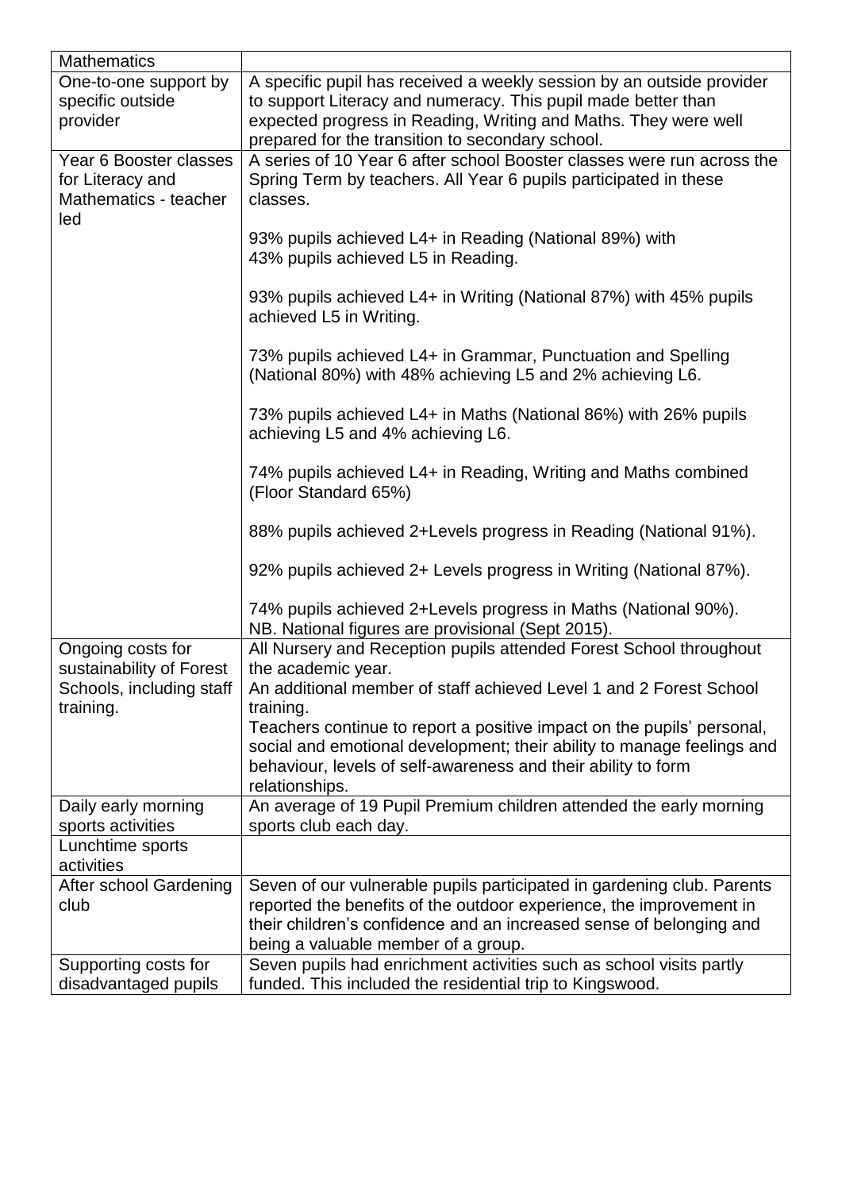| | |
|---|---|
| Mathematics | |
| One-to-one support by specific outside provider | A specific pupil has received a weekly session by an outside provider to support Literacy and numeracy. This pupil made better than expected progress in Reading, Writing and Maths. They were well prepared for the transition to secondary school. |
| Year 6 Booster classes for Literacy and Mathematics - teacher led | A series of 10 Year 6 after school Booster classes were run across the Spring Term by teachers. All Year 6 pupils participated in these classes.<br><br>93% pupils achieved L4+ in Reading (National 89%) with 43% pupils achieved L5 in Reading.<br><br>93% pupils achieved L4+ in Writing (National 87%) with 45% pupils achieved L5 in Writing.<br><br>73% pupils achieved L4+ in Grammar, Punctuation and Spelling (National 80%) with 48% achieving L5 and 2% achieving L6.<br><br>73% pupils achieved L4+ in Maths (National 86%) with 26% pupils achieving L5 and 4% achieving L6.<br><br>74% pupils achieved L4+ in Reading, Writing and Maths combined (Floor Standard 65%)<br><br>88% pupils achieved 2+Levels progress in Reading (National 91%).<br><br>92% pupils achieved 2+ Levels progress in Writing (National 87%).<br><br>74% pupils achieved 2+Levels progress in Maths (National 90%).<br>NB. National figures are provisional (Sept 2015). |
| Ongoing costs for sustainability of Forest Schools, including staff training. | All Nursery and Reception pupils attended Forest School throughout the academic year.<br>An additional member of staff achieved Level 1 and 2 Forest School training.<br>Teachers continue to report a positive impact on the pupils' personal, social and emotional development; their ability to manage feelings and behaviour, levels of self-awareness and their ability to form relationships. |
| Daily early morning sports activities | An average of 19 Pupil Premium children attended the early morning sports club each day. |
| Lunchtime sports activities | |
| After school Gardening club | Seven of our vulnerable pupils participated in gardening club. Parents reported the benefits of the outdoor experience, the improvement in their children's confidence and an increased sense of belonging and being a valuable member of a group. |
| Supporting costs for disadvantaged pupils | Seven pupils had enrichment activities such as school visits partly funded. This included the residential trip to Kingswood. |